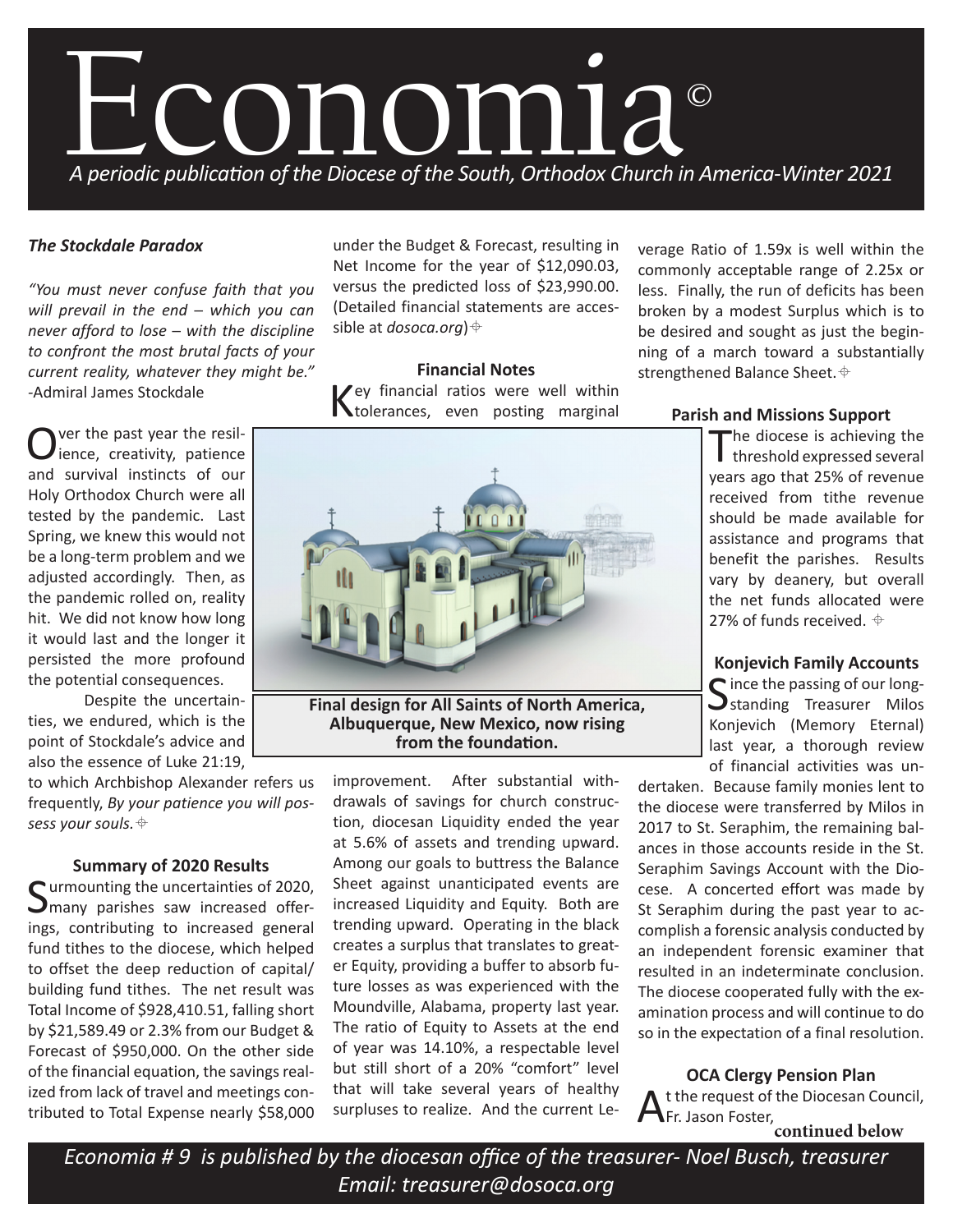# Economia©

*A periodic publication of the Diocese of the South, Orthodox Church in America-Winter 2021*

***The Stockdale Paradox***

*"You must never confuse faith that you will prevail in the end – which you can never afford to lose – with the discipline to confront the most brutal facts of your current reality, whatever they might be."* -Admiral James Stockdale

Over the past year the resilience, creativity, patience and survival instincts of our Holy Orthodox Church were all tested by the pandemic. Last Spring, we knew this would not be a long-term problem and we adjusted accordingly. Then, as the pandemic rolled on, reality hit. We did not know how long it would last and the longer it persisted the more profound the potential consequences.

Despite the uncertainties, we endured, which is the point of Stockdale's advice and also the essence of Luke 21:19, to which Archbishop Alexander refers us frequently, *By your patience you will possess your souls.* ⌖

### Summary of 2020 Results

Surmounting the uncertainties of 2020, many parishes saw increased offerings, contributing to increased general fund tithes to the diocese, which helped to offset the deep reduction of capital/building fund tithes. The net result was Total Income of $928,410.51, falling short by $21,589.49 or 2.3% from our Budget & Forecast of $950,000. On the other side of the financial equation, the savings realized from lack of travel and meetings contributed to Total Expense nearly $58,000 under the Budget & Forecast, resulting in Net Income for the year of $12,090.03, versus the predicted loss of $23,990.00. (Detailed financial statements are accessible at *dosoca.org*) ⌖

### Financial Notes

Key financial ratios were well within tolerances, even posting marginal improvement. After substantial withdrawals of savings for church construction, diocesan Liquidity ended the year at 5.6% of assets and trending upward. Among our goals to buttress the Balance Sheet against unanticipated events are increased Liquidity and Equity. Both are trending upward. Operating in the black creates a surplus that translates to greater Equity, providing a buffer to absorb future losses as was experienced with the Moundville, Alabama, property last year. The ratio of Equity to Assets at the end of year was 14.10%, a respectable level but still short of a 20% "comfort" level that will take several years of healthy surpluses to realize. And the current Leverage Ratio of 1.59x is well within the commonly acceptable range of 2.25x or less. Finally, the run of deficits has been broken by a modest Surplus which is to be desired and sought as just the beginning of a march toward a substantially strengthened Balance Sheet. ⌖

**Final design for All Saints of North America, Albuquerque, New Mexico, now rising from the foundation.**

### Parish and Missions Support

The diocese is achieving the threshold expressed several years ago that 25% of revenue received from tithe revenue should be made available for assistance and programs that benefit the parishes. Results vary by deanery, but overall the net funds allocated were 27% of funds received. ⌖

### Konjevich Family Accounts

Since the passing of our long-standing Treasurer Milos Konjevich (Memory Eternal) last year, a thorough review of financial activities was undertaken. Because family monies lent to the diocese were transferred by Milos in 2017 to St. Seraphim, the remaining balances in those accounts reside in the St. Seraphim Savings Account with the Diocese. A concerted effort was made by St Seraphim during the past year to accomplish a forensic analysis conducted by an independent forensic examiner that resulted in an indeterminate conclusion. The diocese cooperated fully with the examination process and will continue to do so in the expectation of a final resolution.

### OCA Clergy Pension Plan

At the request of the Diocesan Council, Fr. Jason Foster,

**continued below**

*Economia # 9 is published by the diocesan office of the treasurer- Noel Busch, treasurer*
*Email: treasurer@dosoca.org*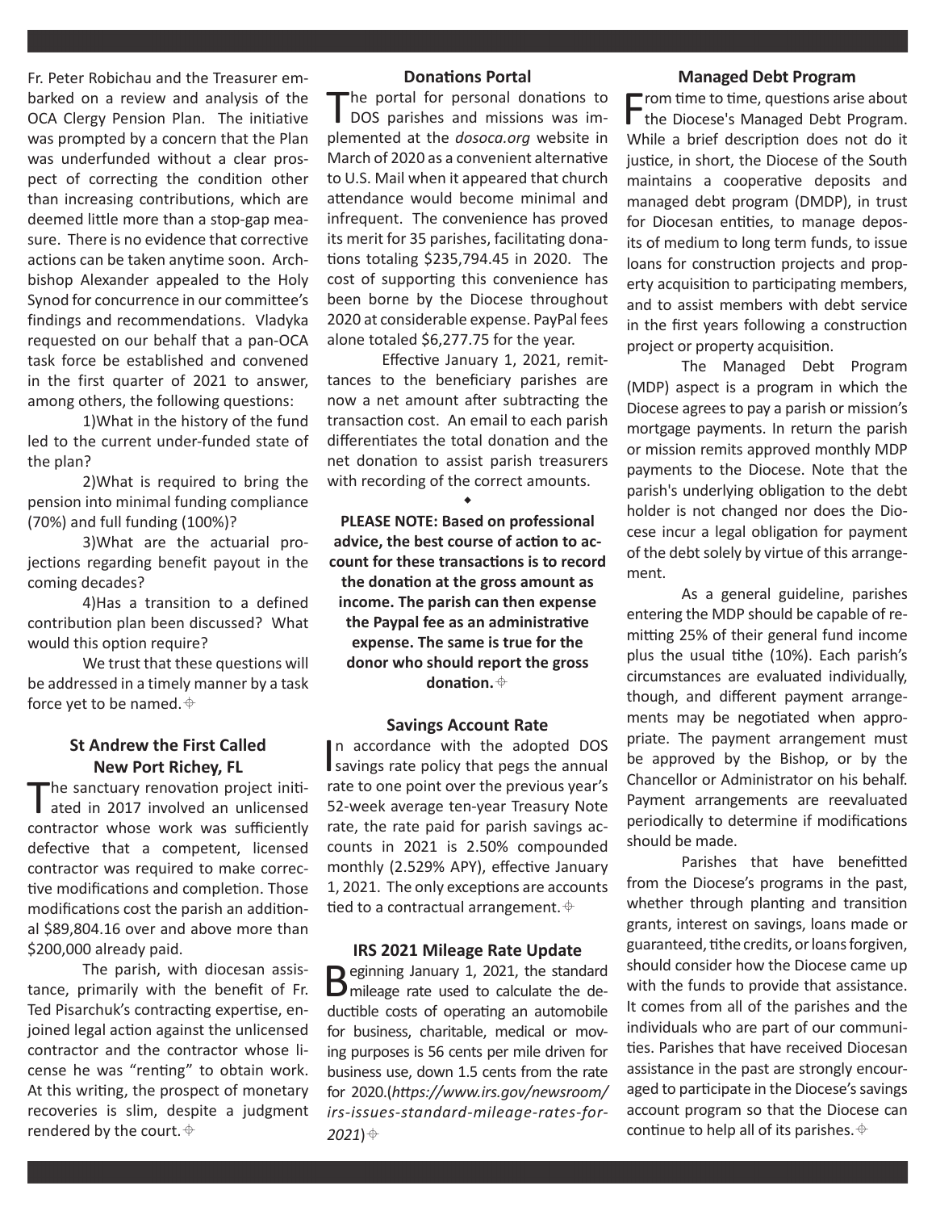Fr. Peter Robichau and the Treasurer embarked on a review and analysis of the OCA Clergy Pension Plan. The initiative was prompted by a concern that the Plan was underfunded without a clear prospect of correcting the condition other than increasing contributions, which are deemed little more than a stop-gap measure. There is no evidence that corrective actions can be taken anytime soon. Archbishop Alexander appealed to the Holy Synod for concurrence in our committee's findings and recommendations. Vladyka requested on our behalf that a pan-OCA task force be established and convened in the first quarter of 2021 to answer, among others, the following questions:

1)What in the history of the fund led to the current under-funded state of the plan?

2)What is required to bring the pension into minimal funding compliance (70%) and full funding (100%)?

3)What are the actuarial projections regarding benefit payout in the coming decades?

4)Has a transition to a defined contribution plan been discussed? What would this option require?

We trust that these questions will be addressed in a timely manner by a task force yet to be named. ⌖

### St Andrew the First Called New Port Richey, FL

The sanctuary renovation project initiated in 2017 involved an unlicensed contractor whose work was sufficiently defective that a competent, licensed contractor was required to make corrective modifications and completion. Those modifications cost the parish an additional $89,804.16 over and above more than $200,000 already paid.

The parish, with diocesan assistance, primarily with the benefit of Fr. Ted Pisarchuk's contracting expertise, enjoined legal action against the unlicensed contractor and the contractor whose license he was "renting" to obtain work. At this writing, the prospect of monetary recoveries is slim, despite a judgment rendered by the court. ⌖

### Donations Portal

The portal for personal donations to DOS parishes and missions was implemented at the *dosoca.org* website in March of 2020 as a convenient alternative to U.S. Mail when it appeared that church attendance would become minimal and infrequent. The convenience has proved its merit for 35 parishes, facilitating donations totaling $235,794.45 in 2020. The cost of supporting this convenience has been borne by the Diocese throughout 2020 at considerable expense. PayPal fees alone totaled $6,277.75 for the year.

Effective January 1, 2021, remittances to the beneficiary parishes are now a net amount after subtracting the transaction cost. An email to each parish differentiates the total donation and the net donation to assist parish treasurers with recording of the correct amounts.

◆

**PLEASE NOTE: Based on professional advice, the best course of action to account for these transactions is to record the donation at the gross amount as income. The parish can then expense the Paypal fee as an administrative expense. The same is true for the donor who should report the gross donation.** ⌖

### Savings Account Rate

In accordance with the adopted DOS savings rate policy that pegs the annual rate to one point over the previous year's 52-week average ten-year Treasury Note rate, the rate paid for parish savings accounts in 2021 is 2.50% compounded monthly (2.529% APY), effective January 1, 2021. The only exceptions are accounts tied to a contractual arrangement. ⌖

### IRS 2021 Mileage Rate Update

Beginning January 1, 2021, the standard mileage rate used to calculate the deductible costs of operating an automobile for business, charitable, medical or moving purposes is 56 cents per mile driven for business use, down 1.5 cents from the rate for 2020.(*https://www.irs.gov/newsroom/irs-issues-standard-mileage-rates-for-2021*) ⌖

### Managed Debt Program

From time to time, questions arise about the Diocese's Managed Debt Program. While a brief description does not do it justice, in short, the Diocese of the South maintains a cooperative deposits and managed debt program (DMDP), in trust for Diocesan entities, to manage deposits of medium to long term funds, to issue loans for construction projects and property acquisition to participating members, and to assist members with debt service in the first years following a construction project or property acquisition.

The Managed Debt Program (MDP) aspect is a program in which the Diocese agrees to pay a parish or mission's mortgage payments. In return the parish or mission remits approved monthly MDP payments to the Diocese. Note that the parish's underlying obligation to the debt holder is not changed nor does the Diocese incur a legal obligation for payment of the debt solely by virtue of this arrangement.

As a general guideline, parishes entering the MDP should be capable of remitting 25% of their general fund income plus the usual tithe (10%). Each parish's circumstances are evaluated individually, though, and different payment arrangements may be negotiated when appropriate. The payment arrangement must be approved by the Bishop, or by the Chancellor or Administrator on his behalf. Payment arrangements are reevaluated periodically to determine if modifications should be made.

Parishes that have benefitted from the Diocese's programs in the past, whether through planting and transition grants, interest on savings, loans made or guaranteed, tithe credits, or loans forgiven, should consider how the Diocese came up with the funds to provide that assistance. It comes from all of the parishes and the individuals who are part of our communities. Parishes that have received Diocesan assistance in the past are strongly encouraged to participate in the Diocese's savings account program so that the Diocese can continue to help all of its parishes. ⌖